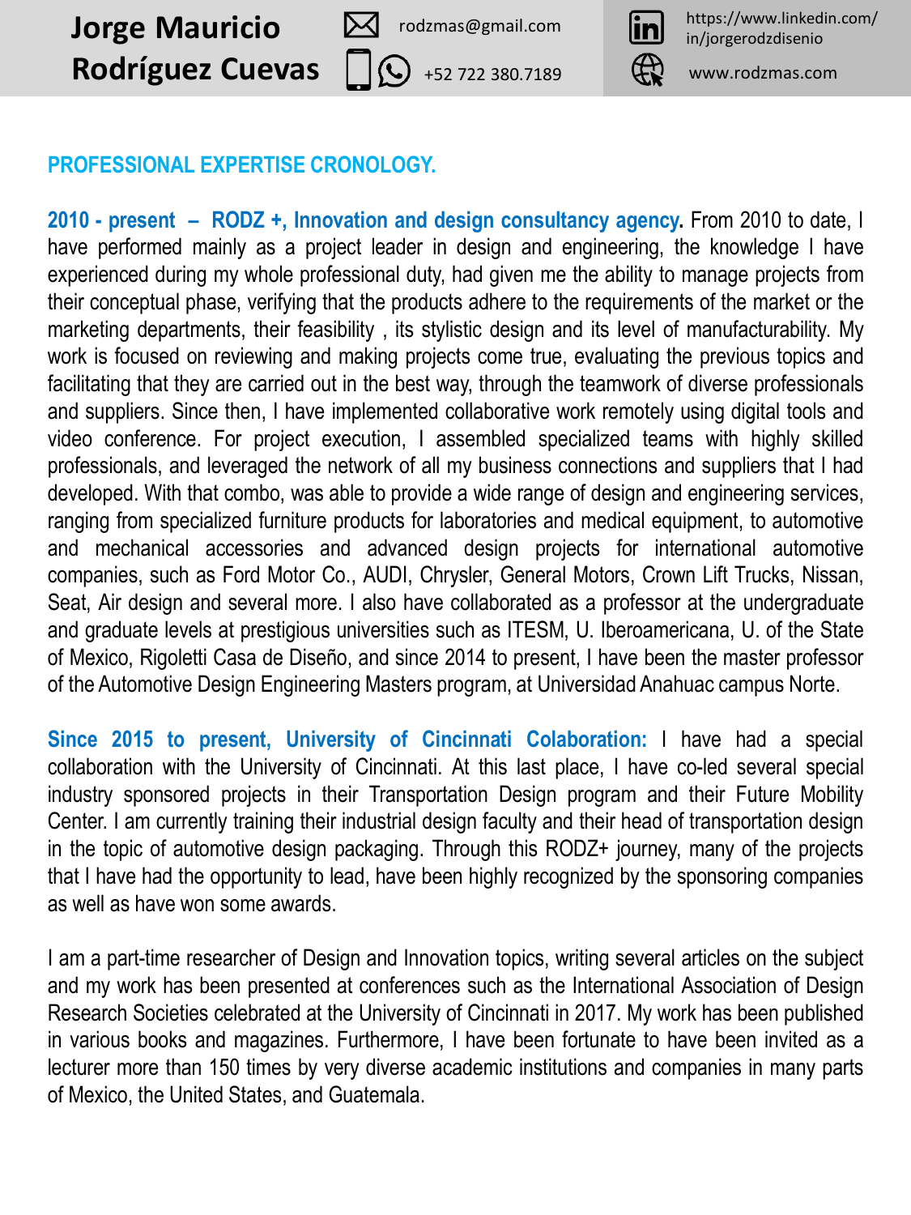**Jorge Mauricio Rodríguez Cuevas**

rodzmas@gmail.com
+52 722 380.7189
https://www.linkedin.com/in/jorgerodzdisenio
www.rodzmas.com

## PROFESSIONAL EXPERTISE CRONOLOGY.

**2010 - present – RODZ +, Innovation and design consultancy agency.** From 2010 to date, I have performed mainly as a project leader in design and engineering, the knowledge I have experienced during my whole professional duty, had given me the ability to manage projects from their conceptual phase, verifying that the products adhere to the requirements of the market or the marketing departments, their feasibility , its stylistic design and its level of manufacturability. My work is focused on reviewing and making projects come true, evaluating the previous topics and facilitating that they are carried out in the best way, through the teamwork of diverse professionals and suppliers. Since then, I have implemented collaborative work remotely using digital tools and video conference. For project execution, I assembled specialized teams with highly skilled professionals, and leveraged the network of all my business connections and suppliers that I had developed. With that combo, was able to provide a wide range of design and engineering services, ranging from specialized furniture products for laboratories and medical equipment, to automotive and mechanical accessories and advanced design projects for international automotive companies, such as Ford Motor Co., AUDI, Chrysler, General Motors, Crown Lift Trucks, Nissan, Seat, Air design and several more. I also have collaborated as a professor at the undergraduate and graduate levels at prestigious universities such as ITESM, U. Iberoamericana, U. of the State of Mexico, Rigoletti Casa de Diseño, and since 2014 to present, I have been the master professor of the Automotive Design Engineering Masters program, at Universidad Anahuac campus Norte.

**Since 2015 to present, University of Cincinnati Colaboration:** I have had a special collaboration with the University of Cincinnati. At this last place, I have co-led several special industry sponsored projects in their Transportation Design program and their Future Mobility Center. I am currently training their industrial design faculty and their head of transportation design in the topic of automotive design packaging. Through this RODZ+ journey, many of the projects that I have had the opportunity to lead, have been highly recognized by the sponsoring companies as well as have won some awards.

I am a part-time researcher of Design and Innovation topics, writing several articles on the subject and my work has been presented at conferences such as the International Association of Design Research Societies celebrated at the University of Cincinnati in 2017. My work has been published in various books and magazines. Furthermore, I have been fortunate to have been invited as a lecturer more than 150 times by very diverse academic institutions and companies in many parts of Mexico, the United States, and Guatemala.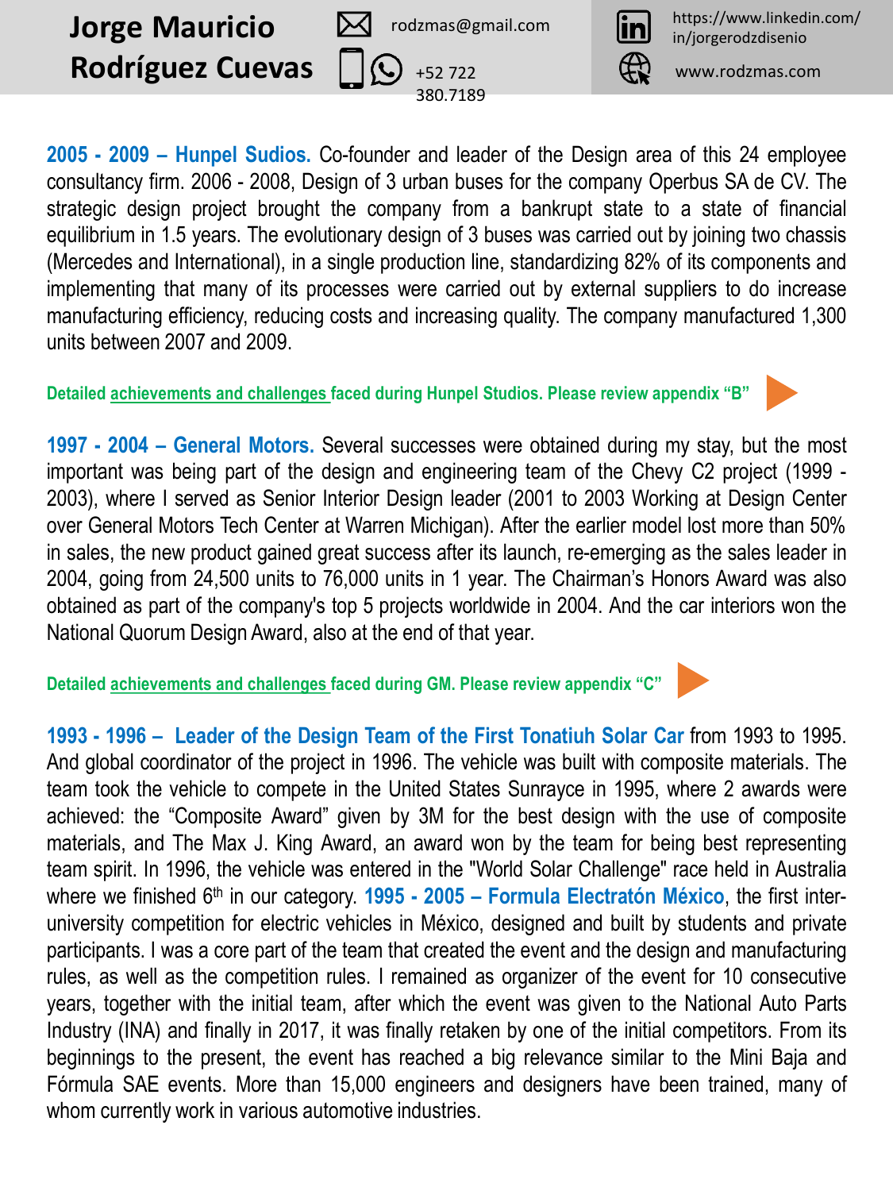**Jorge Mauricio Rodríguez Cuevas**

rodzmas@gmail.com | +52 722 380.7189 | https://www.linkedin.com/in/jorgerodzdisenio | www.rodzmas.com

**2005 - 2009 – Hunpel Sudios.** Co-founder and leader of the Design area of this 24 employee consultancy firm. 2006 - 2008, Design of 3 urban buses for the company Operbus SA de CV. The strategic design project brought the company from a bankrupt state to a state of financial equilibrium in 1.5 years. The evolutionary design of 3 buses was carried out by joining two chassis (Mercedes and International), in a single production line, standardizing 82% of its components and implementing that many of its processes were carried out by external suppliers to do increase manufacturing efficiency, reducing costs and increasing quality. The company manufactured 1,300 units between 2007 and 2009.

**Detailed achievements and challenges faced during Hunpel Studios. Please review appendix "B"**

**1997 - 2004 – General Motors.** Several successes were obtained during my stay, but the most important was being part of the design and engineering team of the Chevy C2 project (1999 - 2003), where I served as Senior Interior Design leader (2001 to 2003 Working at Design Center over General Motors Tech Center at Warren Michigan). After the earlier model lost more than 50% in sales, the new product gained great success after its launch, re-emerging as the sales leader in 2004, going from 24,500 units to 76,000 units in 1 year. The Chairman's Honors Award was also obtained as part of the company's top 5 projects worldwide in 2004. And the car interiors won the National Quorum Design Award, also at the end of that year.

**Detailed achievements and challenges faced during GM. Please review appendix "C"**

**1993 - 1996 – Leader of the Design Team of the First Tonatiuh Solar Car** from 1993 to 1995. And global coordinator of the project in 1996. The vehicle was built with composite materials. The team took the vehicle to compete in the United States Sunrayce in 1995, where 2 awards were achieved: the "Composite Award" given by 3M for the best design with the use of composite materials, and The Max J. King Award, an award won by the team for being best representing team spirit. In 1996, the vehicle was entered in the "World Solar Challenge" race held in Australia where we finished 6th in our category. **1995 - 2005 – Formula Electratón México**, the first inter-university competition for electric vehicles in México, designed and built by students and private participants. I was a core part of the team that created the event and the design and manufacturing rules, as well as the competition rules. I remained as organizer of the event for 10 consecutive years, together with the initial team, after which the event was given to the National Auto Parts Industry (INA) and finally in 2017, it was finally retaken by one of the initial competitors. From its beginnings to the present, the event has reached a big relevance similar to the Mini Baja and Fórmula SAE events. More than 15,000 engineers and designers have been trained, many of whom currently work in various automotive industries.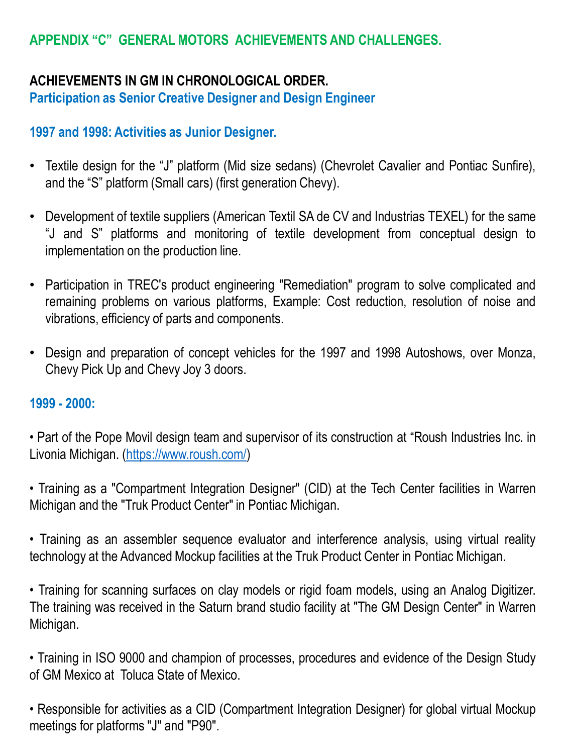## APPENDIX "C" GENERAL MOTORS ACHIEVEMENTS AND CHALLENGES.

### ACHIEVEMENTS IN GM IN CHRONOLOGICAL ORDER.

**Participation as Senior Creative Designer and Design Engineer**

#### 1997 and 1998: Activities as Junior Designer.

- Textile design for the "J" platform (Mid size sedans) (Chevrolet Cavalier and Pontiac Sunfire), and the "S" platform (Small cars) (first generation Chevy).
- Development of textile suppliers (American Textil SA de CV and Industrias TEXEL) for the same "J and S" platforms and monitoring of textile development from conceptual design to implementation on the production line.
- Participation in TREC's product engineering "Remediation" program to solve complicated and remaining problems on various platforms, Example: Cost reduction, resolution of noise and vibrations, efficiency of parts and components.
- Design and preparation of concept vehicles for the 1997 and 1998 Autoshows, over Monza, Chevy Pick Up and Chevy Joy 3 doors.

#### 1999 - 2000:

• Part of the Pope Movil design team and supervisor of its construction at "Roush Industries Inc. in Livonia Michigan. (https://www.roush.com/)

• Training as a "Compartment Integration Designer" (CID) at the Tech Center facilities in Warren Michigan and the "Truk Product Center" in Pontiac Michigan.

• Training as an assembler sequence evaluator and interference analysis, using virtual reality technology at the Advanced Mockup facilities at the Truk Product Center in Pontiac Michigan.

• Training for scanning surfaces on clay models or rigid foam models, using an Analog Digitizer. The training was received in the Saturn brand studio facility at "The GM Design Center" in Warren Michigan.

• Training in ISO 9000 and champion of processes, procedures and evidence of the Design Study of GM Mexico at Toluca State of Mexico.

• Responsible for activities as a CID (Compartment Integration Designer) for global virtual Mockup meetings for platforms "J" and "P90".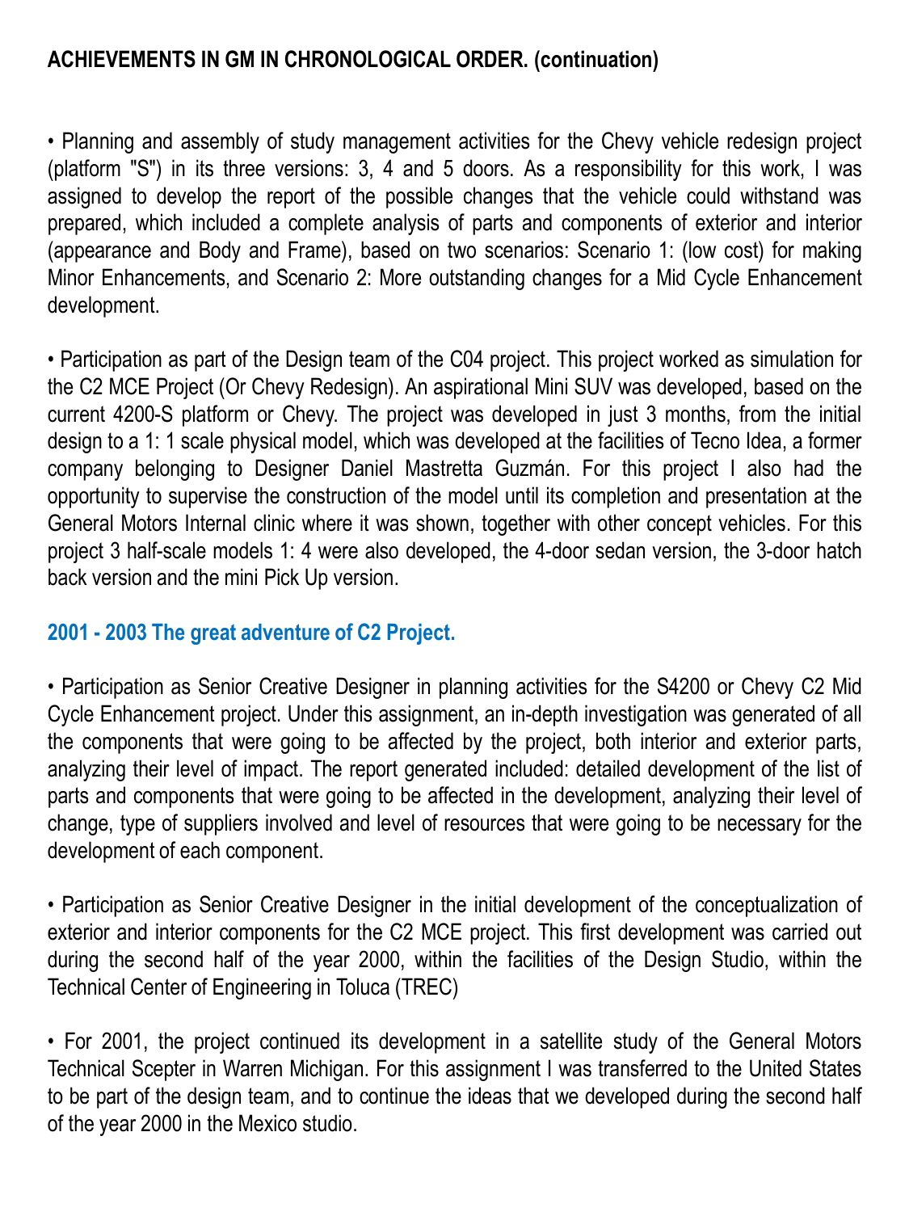**ACHIEVEMENTS IN GM IN CHRONOLOGICAL ORDER. (continuation)**

• Planning and assembly of study management activities for the Chevy vehicle redesign project (platform "S") in its three versions: 3, 4 and 5 doors. As a responsibility for this work, I was assigned to develop the report of the possible changes that the vehicle could withstand was prepared, which included a complete analysis of parts and components of exterior and interior (appearance and Body and Frame), based on two scenarios: Scenario 1: (low cost) for making Minor Enhancements, and Scenario 2: More outstanding changes for a Mid Cycle Enhancement development.

• Participation as part of the Design team of the C04 project. This project worked as simulation for the C2 MCE Project (Or Chevy Redesign). An aspirational Mini SUV was developed, based on the current 4200-S platform or Chevy. The project was developed in just 3 months, from the initial design to a 1: 1 scale physical model, which was developed at the facilities of Tecno Idea, a former company belonging to Designer Daniel Mastretta Guzmán. For this project I also had the opportunity to supervise the construction of the model until its completion and presentation at the General Motors Internal clinic where it was shown, together with other concept vehicles. For this project 3 half-scale models 1: 4 were also developed, the 4-door sedan version, the 3-door hatch back version and the mini Pick Up version.

## 2001 - 2003 The great adventure of C2 Project.

• Participation as Senior Creative Designer in planning activities for the S4200 or Chevy C2 Mid Cycle Enhancement project. Under this assignment, an in-depth investigation was generated of all the components that were going to be affected by the project, both interior and exterior parts, analyzing their level of impact. The report generated included: detailed development of the list of parts and components that were going to be affected in the development, analyzing their level of change, type of suppliers involved and level of resources that were going to be necessary for the development of each component.

• Participation as Senior Creative Designer in the initial development of the conceptualization of exterior and interior components for the C2 MCE project. This first development was carried out during the second half of the year 2000, within the facilities of the Design Studio, within the Technical Center of Engineering in Toluca (TREC)

• For 2001, the project continued its development in a satellite study of the General Motors Technical Scepter in Warren Michigan. For this assignment I was transferred to the United States to be part of the design team, and to continue the ideas that we developed during the second half of the year 2000 in the Mexico studio.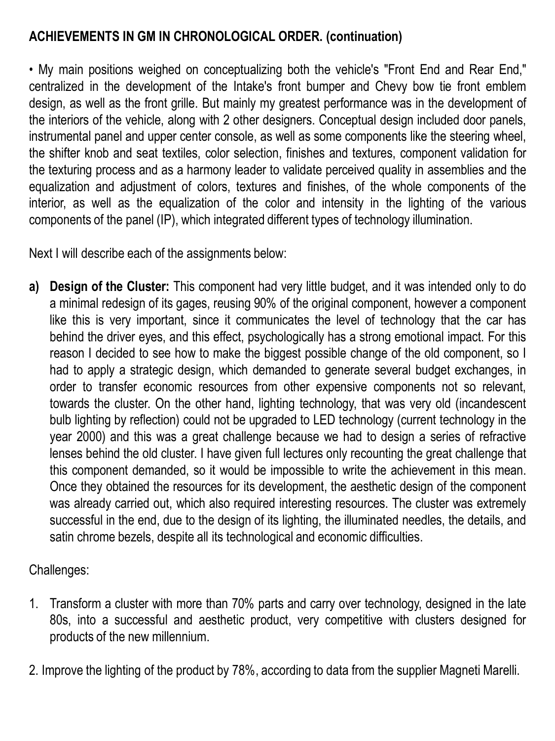**ACHIEVEMENTS IN GM IN CHRONOLOGICAL ORDER. (continuation)**

• My main positions weighed on conceptualizing both the vehicle's "Front End and Rear End," centralized in the development of the Intake's front bumper and Chevy bow tie front emblem design, as well as the front grille. But mainly my greatest performance was in the development of the interiors of the vehicle, along with 2 other designers. Conceptual design included door panels, instrumental panel and upper center console, as well as some components like the steering wheel, the shifter knob and seat textiles, color selection, finishes and textures, component validation for the texturing process and as a harmony leader to validate perceived quality in assemblies and the equalization and adjustment of colors, textures and finishes, of the whole components of the interior, as well as the equalization of the color and intensity in the lighting of the various components of the panel (IP), which integrated different types of technology illumination.

Next I will describe each of the assignments below:

a) **Design of the Cluster:** This component had very little budget, and it was intended only to do a minimal redesign of its gages, reusing 90% of the original component, however a component like this is very important, since it communicates the level of technology that the car has behind the driver eyes, and this effect, psychologically has a strong emotional impact. For this reason I decided to see how to make the biggest possible change of the old component, so I had to apply a strategic design, which demanded to generate several budget exchanges, in order to transfer economic resources from other expensive components not so relevant, towards the cluster. On the other hand, lighting technology, that was very old (incandescent bulb lighting by reflection) could not be upgraded to LED technology (current technology in the year 2000) and this was a great challenge because we had to design a series of refractive lenses behind the old cluster. I have given full lectures only recounting the great challenge that this component demanded, so it would be impossible to write the achievement in this mean. Once they obtained the resources for its development, the aesthetic design of the component was already carried out, which also required interesting resources. The cluster was extremely successful in the end, due to the design of its lighting, the illuminated needles, the details, and satin chrome bezels, despite all its technological and economic difficulties.

Challenges:

1. Transform a cluster with more than 70% parts and carry over technology, designed in the late 80s, into a successful and aesthetic product, very competitive with clusters designed for products of the new millennium.

2. Improve the lighting of the product by 78%, according to data from the supplier Magneti Marelli.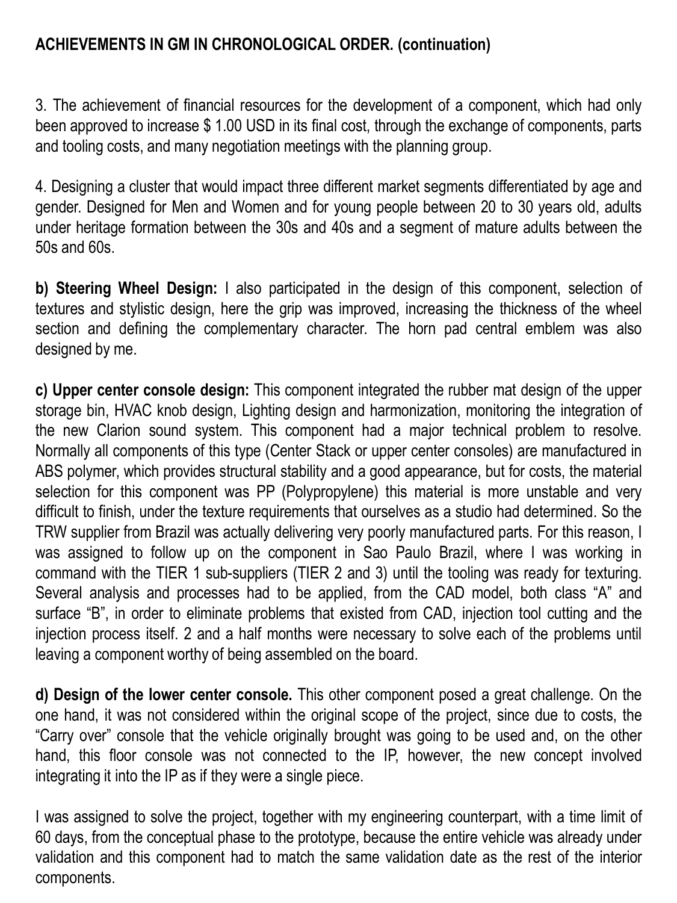## ACHIEVEMENTS IN GM IN CHRONOLOGICAL ORDER. (continuation)

3. The achievement of financial resources for the development of a component, which had only been approved to increase $ 1.00 USD in its final cost, through the exchange of components, parts and tooling costs, and many negotiation meetings with the planning group.

4. Designing a cluster that would impact three different market segments differentiated by age and gender. Designed for Men and Women and for young people between 20 to 30 years old, adults under heritage formation between the 30s and 40s and a segment of mature adults between the 50s and 60s.

**b) Steering Wheel Design:** I also participated in the design of this component, selection of textures and stylistic design, here the grip was improved, increasing the thickness of the wheel section and defining the complementary character. The horn pad central emblem was also designed by me.

**c) Upper center console design:** This component integrated the rubber mat design of the upper storage bin, HVAC knob design, Lighting design and harmonization, monitoring the integration of the new Clarion sound system. This component had a major technical problem to resolve. Normally all components of this type (Center Stack or upper center consoles) are manufactured in ABS polymer, which provides structural stability and a good appearance, but for costs, the material selection for this component was PP (Polypropylene) this material is more unstable and very difficult to finish, under the texture requirements that ourselves as a studio had determined. So the TRW supplier from Brazil was actually delivering very poorly manufactured parts. For this reason, I was assigned to follow up on the component in Sao Paulo Brazil, where I was working in command with the TIER 1 sub-suppliers (TIER 2 and 3) until the tooling was ready for texturing. Several analysis and processes had to be applied, from the CAD model, both class “A” and surface “B”, in order to eliminate problems that existed from CAD, injection tool cutting and the injection process itself. 2 and a half months were necessary to solve each of the problems until leaving a component worthy of being assembled on the board.

**d) Design of the lower center console.** This other component posed a great challenge. On the one hand, it was not considered within the original scope of the project, since due to costs, the “Carry over” console that the vehicle originally brought was going to be used and, on the other hand, this floor console was not connected to the IP, however, the new concept involved integrating it into the IP as if they were a single piece.

I was assigned to solve the project, together with my engineering counterpart, with a time limit of 60 days, from the conceptual phase to the prototype, because the entire vehicle was already under validation and this component had to match the same validation date as the rest of the interior components.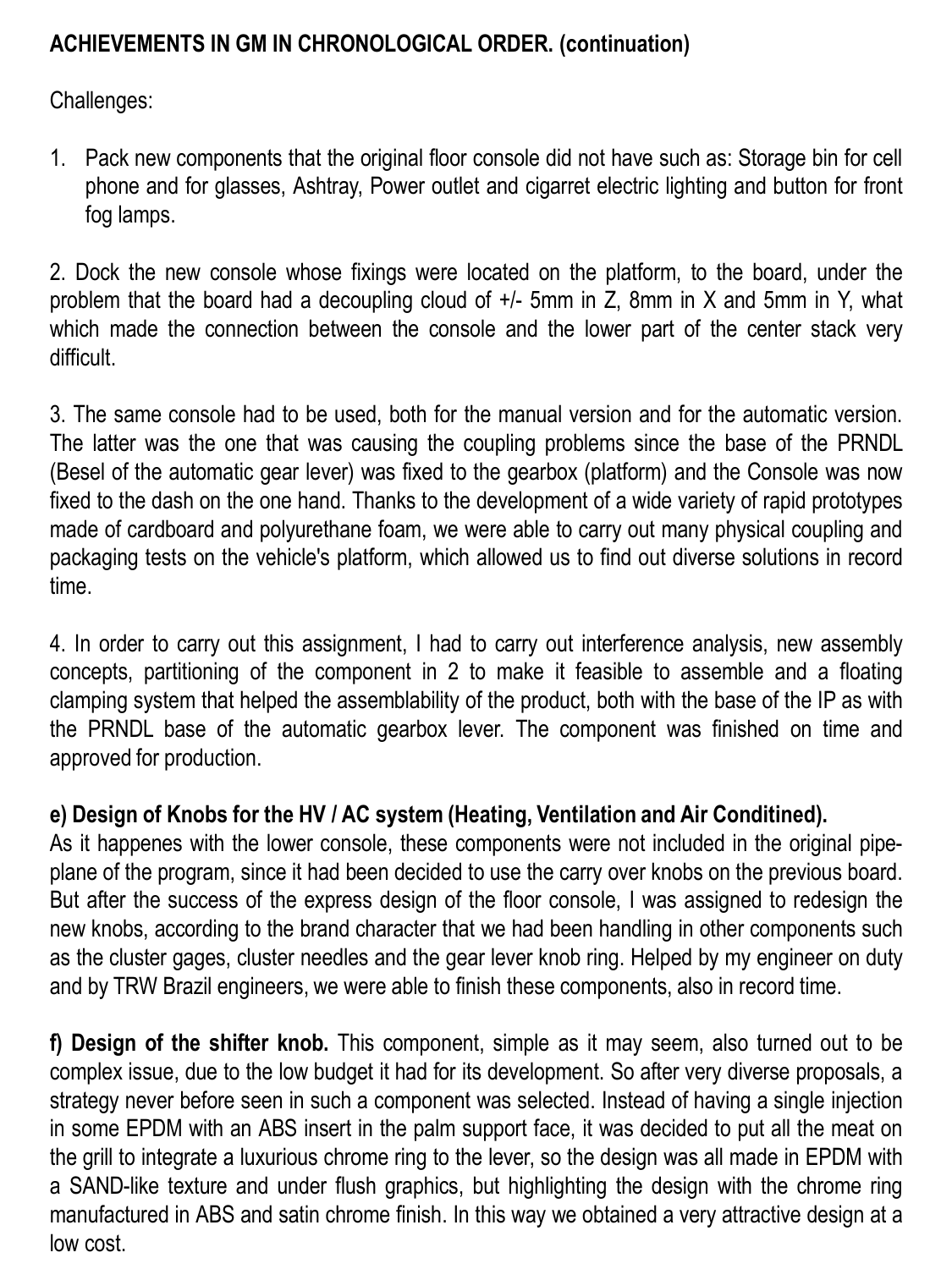**ACHIEVEMENTS IN GM IN CHRONOLOGICAL ORDER. (continuation)**

Challenges:

1. Pack new components that the original floor console did not have such as: Storage bin for cell phone and for glasses, Ashtray, Power outlet and cigarret electric lighting and button for front fog lamps.

2. Dock the new console whose fixings were located on the platform, to the board, under the problem that the board had a decoupling cloud of +/- 5mm in Z, 8mm in X and 5mm in Y, what which made the connection between the console and the lower part of the center stack very difficult.

3. The same console had to be used, both for the manual version and for the automatic version. The latter was the one that was causing the coupling problems since the base of the PRNDL (Besel of the automatic gear lever) was fixed to the gearbox (platform) and the Console was now fixed to the dash on the one hand. Thanks to the development of a wide variety of rapid prototypes made of cardboard and polyurethane foam, we were able to carry out many physical coupling and packaging tests on the vehicle's platform, which allowed us to find out diverse solutions in record time.

4. In order to carry out this assignment, I had to carry out interference analysis, new assembly concepts, partitioning of the component in 2 to make it feasible to assemble and a floating clamping system that helped the assemblability of the product, both with the base of the IP as with the PRNDL base of the automatic gearbox lever. The component was finished on time and approved for production.

**e) Design of Knobs for the HV / AC system (Heating, Ventilation and Air Conditined).**
As it happenes with the lower console, these components were not included in the original pipe-plane of the program, since it had been decided to use the carry over knobs on the previous board. But after the success of the express design of the floor console, I was assigned to redesign the new knobs, according to the brand character that we had been handling in other components such as the cluster gages, cluster needles and the gear lever knob ring. Helped by my engineer on duty and by TRW Brazil engineers, we were able to finish these components, also in record time.

**f) Design of the shifter knob.** This component, simple as it may seem, also turned out to be complex issue, due to the low budget it had for its development. So after very diverse proposals, a strategy never before seen in such a component was selected. Instead of having a single injection in some EPDM with an ABS insert in the palm support face, it was decided to put all the meat on the grill to integrate a luxurious chrome ring to the lever, so the design was all made in EPDM with a SAND-like texture and under flush graphics, but highlighting the design with the chrome ring manufactured in ABS and satin chrome finish. In this way we obtained a very attractive design at a low cost.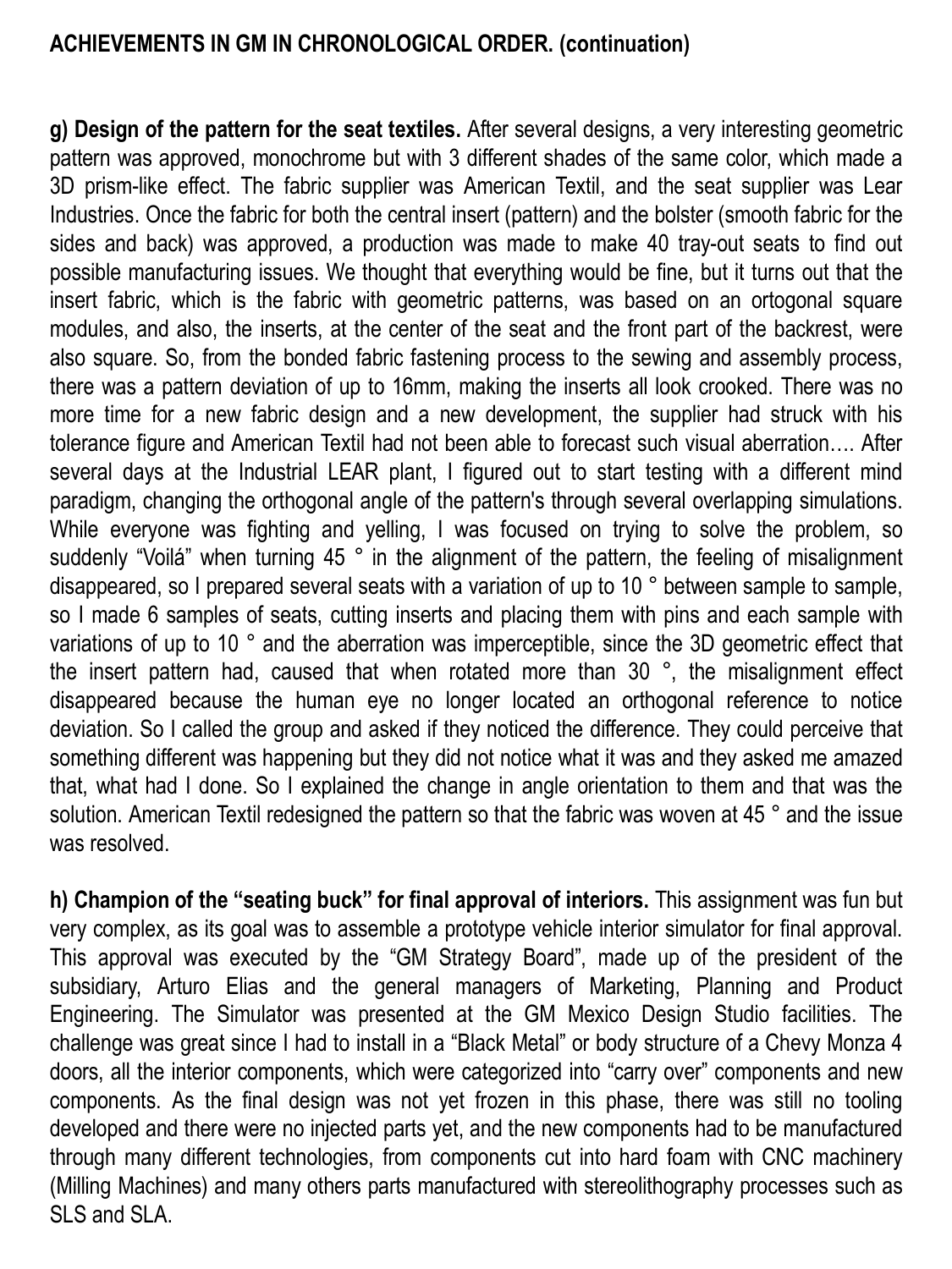## ACHIEVEMENTS IN GM IN CHRONOLOGICAL ORDER. (continuation)

**g) Design of the pattern for the seat textiles.** After several designs, a very interesting geometric pattern was approved, monochrome but with 3 different shades of the same color, which made a 3D prism-like effect. The fabric supplier was American Textil, and the seat supplier was Lear Industries. Once the fabric for both the central insert (pattern) and the bolster (smooth fabric for the sides and back) was approved, a production was made to make 40 tray-out seats to find out possible manufacturing issues. We thought that everything would be fine, but it turns out that the insert fabric, which is the fabric with geometric patterns, was based on an ortogonal square modules, and also, the inserts, at the center of the seat and the front part of the backrest, were also square. So, from the bonded fabric fastening process to the sewing and assembly process, there was a pattern deviation of up to 16mm, making the inserts all look crooked. There was no more time for a new fabric design and a new development, the supplier had struck with his tolerance figure and American Textil had not been able to forecast such visual aberration…. After several days at the Industrial LEAR plant, I figured out to start testing with a different mind paradigm, changing the orthogonal angle of the pattern's through several overlapping simulations. While everyone was fighting and yelling, I was focused on trying to solve the problem, so suddenly "Voilá" when turning 45 ° in the alignment of the pattern, the feeling of misalignment disappeared, so I prepared several seats with a variation of up to 10 ° between sample to sample, so I made 6 samples of seats, cutting inserts and placing them with pins and each sample with variations of up to 10 ° and the aberration was imperceptible, since the 3D geometric effect that the insert pattern had, caused that when rotated more than 30 °, the misalignment effect disappeared because the human eye no longer located an orthogonal reference to notice deviation. So I called the group and asked if they noticed the difference. They could perceive that something different was happening but they did not notice what it was and they asked me amazed that, what had I done. So I explained the change in angle orientation to them and that was the solution. American Textil redesigned the pattern so that the fabric was woven at 45 ° and the issue was resolved.

**h) Champion of the "seating buck" for final approval of interiors.** This assignment was fun but very complex, as its goal was to assemble a prototype vehicle interior simulator for final approval. This approval was executed by the "GM Strategy Board", made up of the president of the subsidiary, Arturo Elias and the general managers of Marketing, Planning and Product Engineering. The Simulator was presented at the GM Mexico Design Studio facilities. The challenge was great since I had to install in a "Black Metal" or body structure of a Chevy Monza 4 doors, all the interior components, which were categorized into "carry over" components and new components. As the final design was not yet frozen in this phase, there was still no tooling developed and there were no injected parts yet, and the new components had to be manufactured through many different technologies, from components cut into hard foam with CNC machinery (Milling Machines) and many others parts manufactured with stereolithography processes such as SLS and SLA.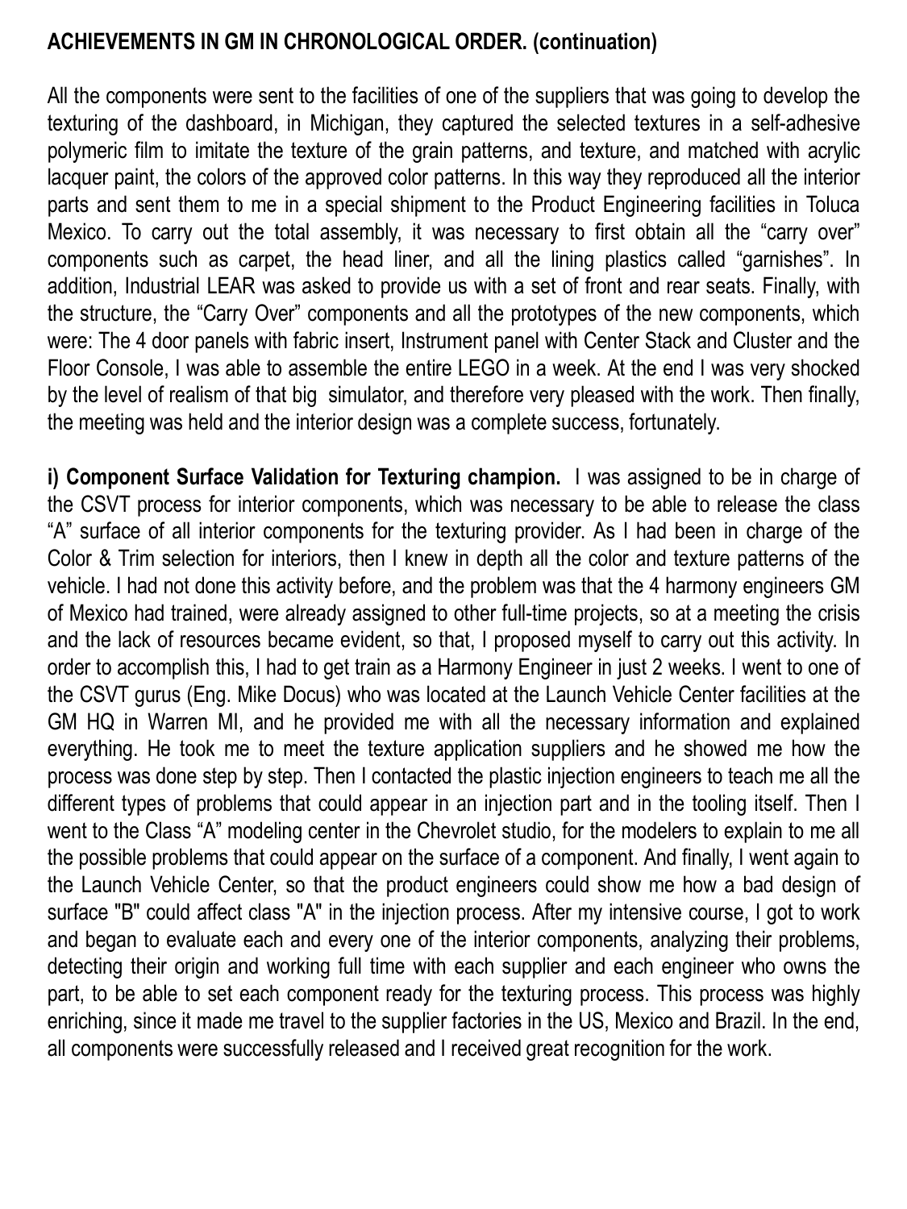**ACHIEVEMENTS IN GM IN CHRONOLOGICAL ORDER. (continuation)**

All the components were sent to the facilities of one of the suppliers that was going to develop the texturing of the dashboard, in Michigan, they captured the selected textures in a self-adhesive polymeric film to imitate the texture of the grain patterns, and texture, and matched with acrylic lacquer paint, the colors of the approved color patterns. In this way they reproduced all the interior parts and sent them to me in a special shipment to the Product Engineering facilities in Toluca Mexico. To carry out the total assembly, it was necessary to first obtain all the "carry over" components such as carpet, the head liner, and all the lining plastics called "garnishes". In addition, Industrial LEAR was asked to provide us with a set of front and rear seats. Finally, with the structure, the "Carry Over" components and all the prototypes of the new components, which were: The 4 door panels with fabric insert, Instrument panel with Center Stack and Cluster and the Floor Console, I was able to assemble the entire LEGO in a week. At the end I was very shocked by the level of realism of that big simulator, and therefore very pleased with the work. Then finally, the meeting was held and the interior design was a complete success, fortunately.

**i) Component Surface Validation for Texturing champion.** I was assigned to be in charge of the CSVT process for interior components, which was necessary to be able to release the class "A" surface of all interior components for the texturing provider. As I had been in charge of the Color & Trim selection for interiors, then I knew in depth all the color and texture patterns of the vehicle. I had not done this activity before, and the problem was that the 4 harmony engineers GM of Mexico had trained, were already assigned to other full-time projects, so at a meeting the crisis and the lack of resources became evident, so that, I proposed myself to carry out this activity. In order to accomplish this, I had to get train as a Harmony Engineer in just 2 weeks. I went to one of the CSVT gurus (Eng. Mike Docus) who was located at the Launch Vehicle Center facilities at the GM HQ in Warren MI, and he provided me with all the necessary information and explained everything. He took me to meet the texture application suppliers and he showed me how the process was done step by step. Then I contacted the plastic injection engineers to teach me all the different types of problems that could appear in an injection part and in the tooling itself. Then I went to the Class "A" modeling center in the Chevrolet studio, for the modelers to explain to me all the possible problems that could appear on the surface of a component. And finally, I went again to the Launch Vehicle Center, so that the product engineers could show me how a bad design of surface "B" could affect class "A" in the injection process. After my intensive course, I got to work and began to evaluate each and every one of the interior components, analyzing their problems, detecting their origin and working full time with each supplier and each engineer who owns the part, to be able to set each component ready for the texturing process. This process was highly enriching, since it made me travel to the supplier factories in the US, Mexico and Brazil. In the end, all components were successfully released and I received great recognition for the work.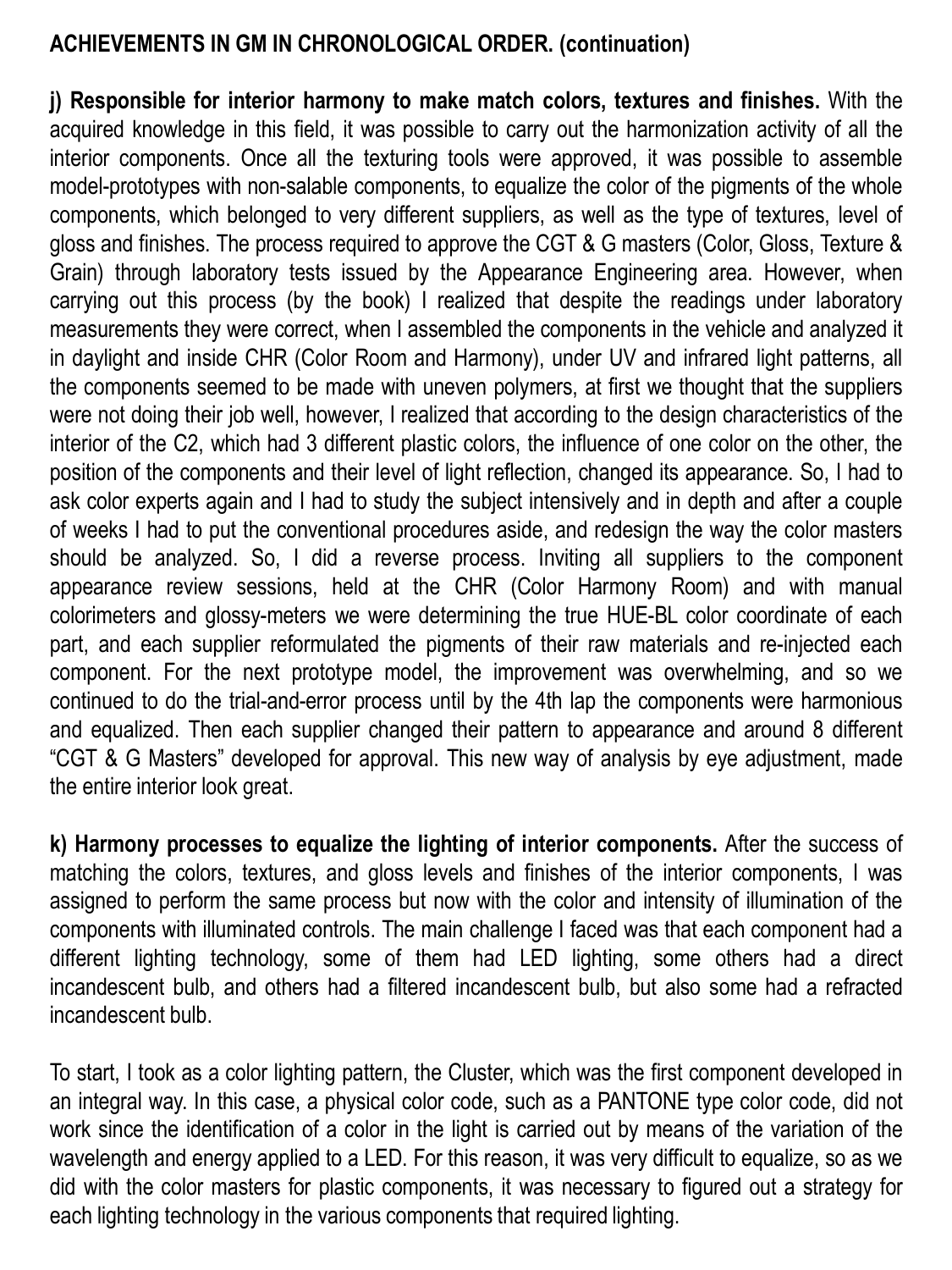## ACHIEVEMENTS IN GM IN CHRONOLOGICAL ORDER. (continuation)

**j) Responsible for interior harmony to make match colors, textures and finishes.** With the acquired knowledge in this field, it was possible to carry out the harmonization activity of all the interior components. Once all the texturing tools were approved, it was possible to assemble model-prototypes with non-salable components, to equalize the color of the pigments of the whole components, which belonged to very different suppliers, as well as the type of textures, level of gloss and finishes. The process required to approve the CGT & G masters (Color, Gloss, Texture & Grain) through laboratory tests issued by the Appearance Engineering area. However, when carrying out this process (by the book) I realized that despite the readings under laboratory measurements they were correct, when I assembled the components in the vehicle and analyzed it in daylight and inside CHR (Color Room and Harmony), under UV and infrared light patterns, all the components seemed to be made with uneven polymers, at first we thought that the suppliers were not doing their job well, however, I realized that according to the design characteristics of the interior of the C2, which had 3 different plastic colors, the influence of one color on the other, the position of the components and their level of light reflection, changed its appearance. So, I had to ask color experts again and I had to study the subject intensively and in depth and after a couple of weeks I had to put the conventional procedures aside, and redesign the way the color masters should be analyzed. So, I did a reverse process. Inviting all suppliers to the component appearance review sessions, held at the CHR (Color Harmony Room) and with manual colorimeters and glossy-meters we were determining the true HUE-BL color coordinate of each part, and each supplier reformulated the pigments of their raw materials and re-injected each component. For the next prototype model, the improvement was overwhelming, and so we continued to do the trial-and-error process until by the 4th lap the components were harmonious and equalized. Then each supplier changed their pattern to appearance and around 8 different "CGT & G Masters" developed for approval. This new way of analysis by eye adjustment, made the entire interior look great.

**k) Harmony processes to equalize the lighting of interior components.** After the success of matching the colors, textures, and gloss levels and finishes of the interior components, I was assigned to perform the same process but now with the color and intensity of illumination of the components with illuminated controls. The main challenge I faced was that each component had a different lighting technology, some of them had LED lighting, some others had a direct incandescent bulb, and others had a filtered incandescent bulb, but also some had a refracted incandescent bulb.

To start, I took as a color lighting pattern, the Cluster, which was the first component developed in an integral way. In this case, a physical color code, such as a PANTONE type color code, did not work since the identification of a color in the light is carried out by means of the variation of the wavelength and energy applied to a LED. For this reason, it was very difficult to equalize, so as we did with the color masters for plastic components, it was necessary to figured out a strategy for each lighting technology in the various components that required lighting.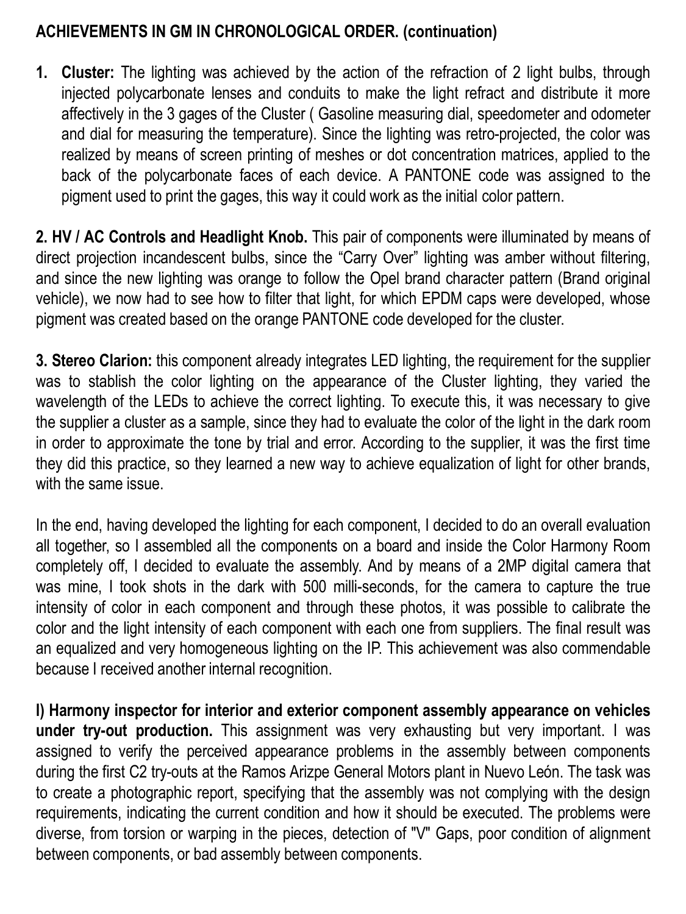**ACHIEVEMENTS IN GM IN CHRONOLOGICAL ORDER. (continuation)**

1. **Cluster:** The lighting was achieved by the action of the refraction of 2 light bulbs, through injected polycarbonate lenses and conduits to make the light refract and distribute it more affectively in the 3 gages of the Cluster ( Gasoline measuring dial, speedometer and odometer and dial for measuring the temperature). Since the lighting was retro-projected, the color was realized by means of screen printing of meshes or dot concentration matrices, applied to the back of the polycarbonate faces of each device. A PANTONE code was assigned to the pigment used to print the gages, this way it could work as the initial color pattern.

**2. HV / AC Controls and Headlight Knob.** This pair of components were illuminated by means of direct projection incandescent bulbs, since the "Carry Over" lighting was amber without filtering, and since the new lighting was orange to follow the Opel brand character pattern (Brand original vehicle), we now had to see how to filter that light, for which EPDM caps were developed, whose pigment was created based on the orange PANTONE code developed for the cluster.

**3. Stereo Clarion:** this component already integrates LED lighting, the requirement for the supplier was to stablish the color lighting on the appearance of the Cluster lighting, they varied the wavelength of the LEDs to achieve the correct lighting. To execute this, it was necessary to give the supplier a cluster as a sample, since they had to evaluate the color of the light in the dark room in order to approximate the tone by trial and error. According to the supplier, it was the first time they did this practice, so they learned a new way to achieve equalization of light for other brands, with the same issue.

In the end, having developed the lighting for each component, I decided to do an overall evaluation all together, so I assembled all the components on a board and inside the Color Harmony Room completely off, I decided to evaluate the assembly. And by means of a 2MP digital camera that was mine, I took shots in the dark with 500 milli-seconds, for the camera to capture the true intensity of color in each component and through these photos, it was possible to calibrate the color and the light intensity of each component with each one from suppliers. The final result was an equalized and very homogeneous lighting on the IP. This achievement was also commendable because I received another internal recognition.

**I) Harmony inspector for interior and exterior component assembly appearance on vehicles under try-out production.** This assignment was very exhausting but very important. I was assigned to verify the perceived appearance problems in the assembly between components during the first C2 try-outs at the Ramos Arizpe General Motors plant in Nuevo León. The task was to create a photographic report, specifying that the assembly was not complying with the design requirements, indicating the current condition and how it should be executed. The problems were diverse, from torsion or warping in the pieces, detection of "V" Gaps, poor condition of alignment between components, or bad assembly between components.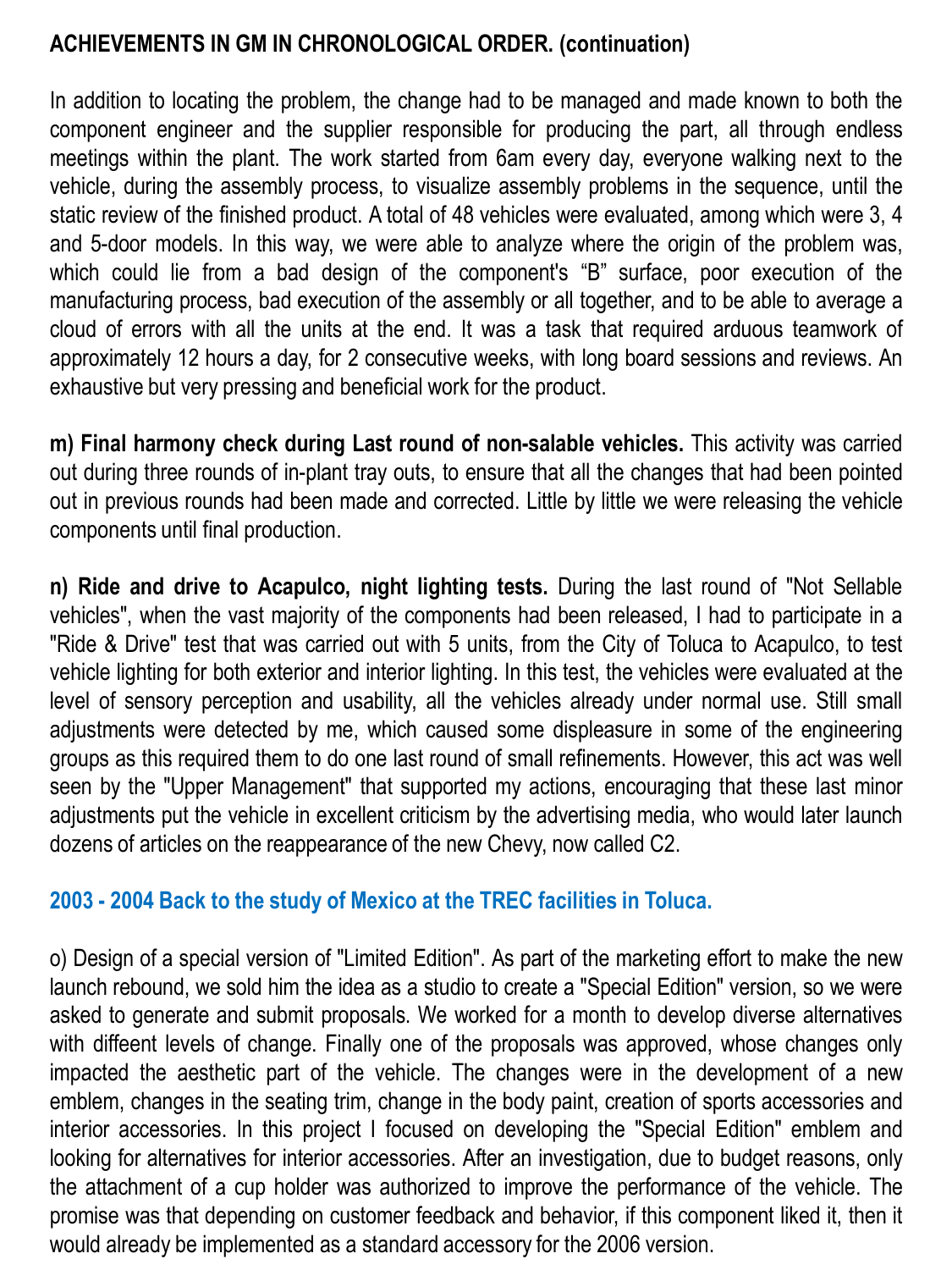**ACHIEVEMENTS IN GM IN CHRONOLOGICAL ORDER. (continuation)**

In addition to locating the problem, the change had to be managed and made known to both the component engineer and the supplier responsible for producing the part, all through endless meetings within the plant. The work started from 6am every day, everyone walking next to the vehicle, during the assembly process, to visualize assembly problems in the sequence, until the static review of the finished product. A total of 48 vehicles were evaluated, among which were 3, 4 and 5-door models. In this way, we were able to analyze where the origin of the problem was, which could lie from a bad design of the component's "B" surface, poor execution of the manufacturing process, bad execution of the assembly or all together, and to be able to average a cloud of errors with all the units at the end. It was a task that required arduous teamwork of approximately 12 hours a day, for 2 consecutive weeks, with long board sessions and reviews. An exhaustive but very pressing and beneficial work for the product.

**m) Final harmony check during Last round of non-salable vehicles.** This activity was carried out during three rounds of in-plant tray outs, to ensure that all the changes that had been pointed out in previous rounds had been made and corrected. Little by little we were releasing the vehicle components until final production.

**n) Ride and drive to Acapulco, night lighting tests.** During the last round of "Not Sellable vehicles", when the vast majority of the components had been released, I had to participate in a "Ride & Drive" test that was carried out with 5 units, from the City of Toluca to Acapulco, to test vehicle lighting for both exterior and interior lighting. In this test, the vehicles were evaluated at the level of sensory perception and usability, all the vehicles already under normal use. Still small adjustments were detected by me, which caused some displeasure in some of the engineering groups as this required them to do one last round of small refinements. However, this act was well seen by the "Upper Management" that supported my actions, encouraging that these last minor adjustments put the vehicle in excellent criticism by the advertising media, who would later launch dozens of articles on the reappearance of the new Chevy, now called C2.

## 2003 - 2004 Back to the study of Mexico at the TREC facilities in Toluca.

o) Design of a special version of "Limited Edition". As part of the marketing effort to make the new launch rebound, we sold him the idea as a studio to create a "Special Edition" version, so we were asked to generate and submit proposals. We worked for a month to develop diverse alternatives with diffeent levels of change. Finally one of the proposals was approved, whose changes only impacted the aesthetic part of the vehicle. The changes were in the development of a new emblem, changes in the seating trim, change in the body paint, creation of sports accessories and interior accessories. In this project I focused on developing the "Special Edition" emblem and looking for alternatives for interior accessories. After an investigation, due to budget reasons, only the attachment of a cup holder was authorized to improve the performance of the vehicle. The promise was that depending on customer feedback and behavior, if this component liked it, then it would already be implemented as a standard accessory for the 2006 version.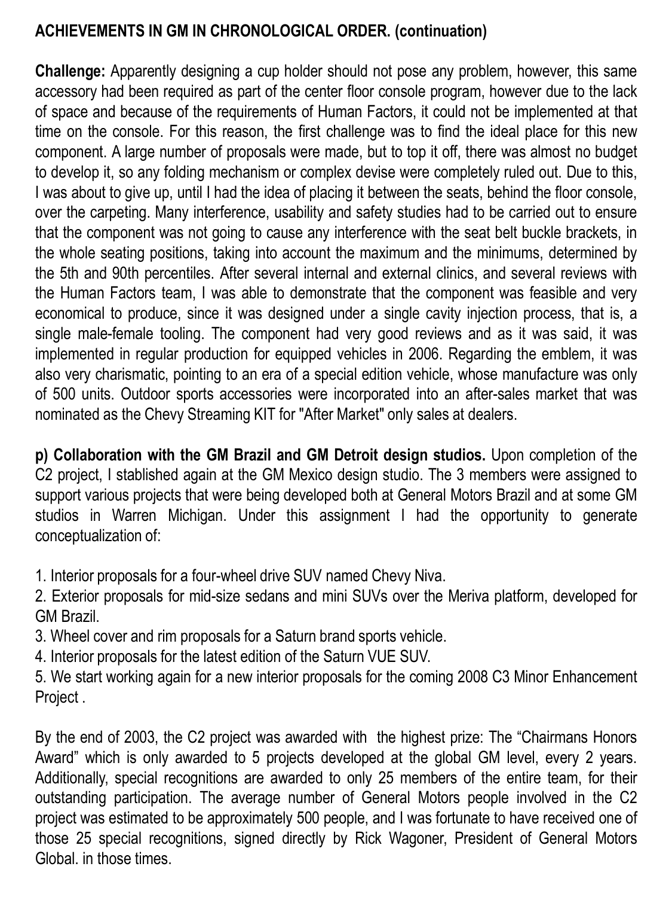## ACHIEVEMENTS IN GM IN CHRONOLOGICAL ORDER. (continuation)

**Challenge:** Apparently designing a cup holder should not pose any problem, however, this same accessory had been required as part of the center floor console program, however due to the lack of space and because of the requirements of Human Factors, it could not be implemented at that time on the console. For this reason, the first challenge was to find the ideal place for this new component. A large number of proposals were made, but to top it off, there was almost no budget to develop it, so any folding mechanism or complex devise were completely ruled out. Due to this, I was about to give up, until I had the idea of placing it between the seats, behind the floor console, over the carpeting. Many interference, usability and safety studies had to be carried out to ensure that the component was not going to cause any interference with the seat belt buckle brackets, in the whole seating positions, taking into account the maximum and the minimums, determined by the 5th and 90th percentiles. After several internal and external clinics, and several reviews with the Human Factors team, I was able to demonstrate that the component was feasible and very economical to produce, since it was designed under a single cavity injection process, that is, a single male-female tooling. The component had very good reviews and as it was said, it was implemented in regular production for equipped vehicles in 2006. Regarding the emblem, it was also very charismatic, pointing to an era of a special edition vehicle, whose manufacture was only of 500 units. Outdoor sports accessories were incorporated into an after-sales market that was nominated as the Chevy Streaming KIT for "After Market" only sales at dealers.

**p) Collaboration with the GM Brazil and GM Detroit design studios.** Upon completion of the C2 project, I stablished again at the GM Mexico design studio. The 3 members were assigned to support various projects that were being developed both at General Motors Brazil and at some GM studios in Warren Michigan. Under this assignment I had the opportunity to generate conceptualization of:

1. Interior proposals for a four-wheel drive SUV named Chevy Niva.
2. Exterior proposals for mid-size sedans and mini SUVs over the Meriva platform, developed for GM Brazil.
3. Wheel cover and rim proposals for a Saturn brand sports vehicle.
4. Interior proposals for the latest edition of the Saturn VUE SUV.
5. We start working again for a new interior proposals for the coming 2008 C3 Minor Enhancement Project .

By the end of 2003, the C2 project was awarded with the highest prize: The "Chairmans Honors Award" which is only awarded to 5 projects developed at the global GM level, every 2 years. Additionally, special recognitions are awarded to only 25 members of the entire team, for their outstanding participation. The average number of General Motors people involved in the C2 project was estimated to be approximately 500 people, and I was fortunate to have received one of those 25 special recognitions, signed directly by Rick Wagoner, President of General Motors Global. in those times.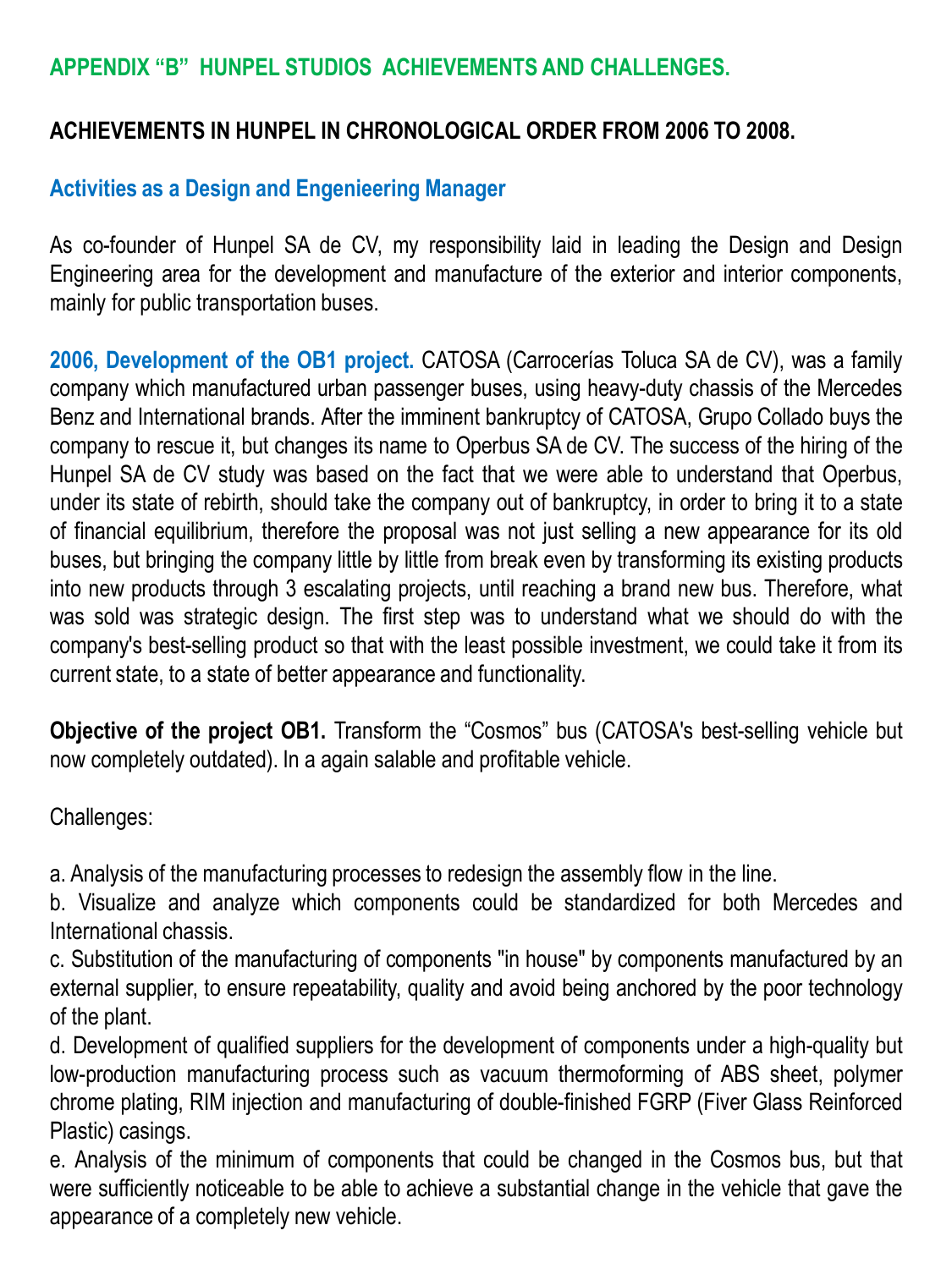## APPENDIX "B" HUNPEL STUDIOS ACHIEVEMENTS AND CHALLENGES.

### ACHIEVEMENTS IN HUNPEL IN CHRONOLOGICAL ORDER FROM 2006 TO 2008.

### Activities as a Design and Engenieering Manager

As co-founder of Hunpel SA de CV, my responsibility laid in leading the Design and Design Engineering area for the development and manufacture of the exterior and interior components, mainly for public transportation buses.

**2006, Development of the OB1 project.** CATOSA (Carrocerías Toluca SA de CV), was a family company which manufactured urban passenger buses, using heavy-duty chassis of the Mercedes Benz and International brands. After the imminent bankruptcy of CATOSA, Grupo Collado buys the company to rescue it, but changes its name to Operbus SA de CV. The success of the hiring of the Hunpel SA de CV study was based on the fact that we were able to understand that Operbus, under its state of rebirth, should take the company out of bankruptcy, in order to bring it to a state of financial equilibrium, therefore the proposal was not just selling a new appearance for its old buses, but bringing the company little by little from break even by transforming its existing products into new products through 3 escalating projects, until reaching a brand new bus. Therefore, what was sold was strategic design. The first step was to understand what we should do with the company's best-selling product so that with the least possible investment, we could take it from its current state, to a state of better appearance and functionality.

**Objective of the project OB1.** Transform the "Cosmos" bus (CATOSA's best-selling vehicle but now completely outdated). In a again salable and profitable vehicle.

Challenges:

a. Analysis of the manufacturing processes to redesign the assembly flow in the line.
b. Visualize and analyze which components could be standardized for both Mercedes and International chassis.
c. Substitution of the manufacturing of components "in house" by components manufactured by an external supplier, to ensure repeatability, quality and avoid being anchored by the poor technology of the plant.
d. Development of qualified suppliers for the development of components under a high-quality but low-production manufacturing process such as vacuum thermoforming of ABS sheet, polymer chrome plating, RIM injection and manufacturing of double-finished FGRP (Fiver Glass Reinforced Plastic) casings.
e. Analysis of the minimum of components that could be changed in the Cosmos bus, but that were sufficiently noticeable to be able to achieve a substantial change in the vehicle that gave the appearance of a completely new vehicle.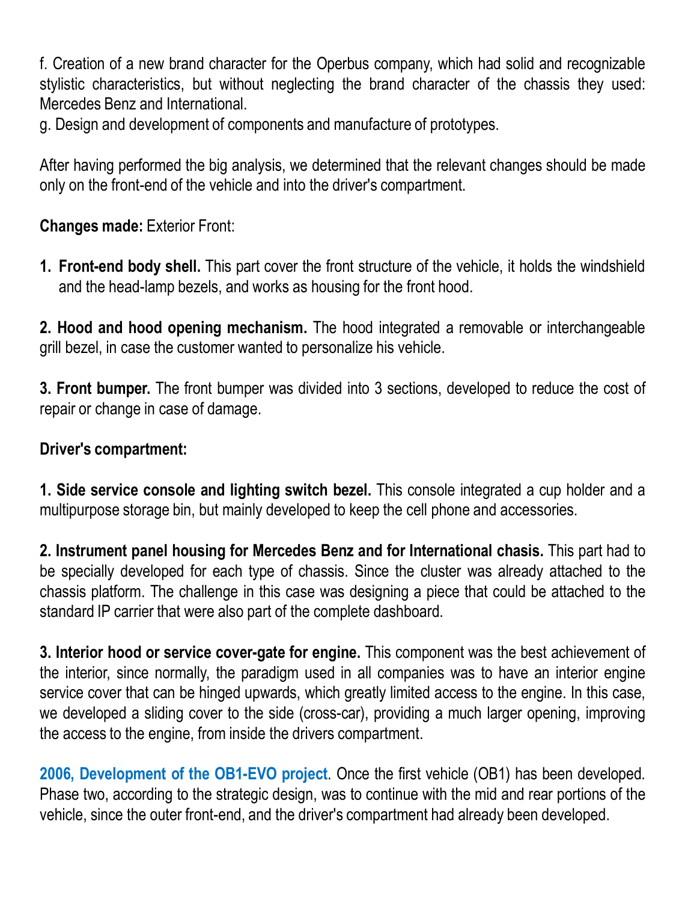f. Creation of a new brand character for the Operbus company, which had solid and recognizable stylistic characteristics, but without neglecting the brand character of the chassis they used: Mercedes Benz and International.

g. Design and development of components and manufacture of prototypes.

After having performed the big analysis, we determined that the relevant changes should be made only on the front-end of the vehicle and into the driver's compartment.

**Changes made:** Exterior Front:

1. **Front-end body shell.** This part cover the front structure of the vehicle, it holds the windshield and the head-lamp bezels, and works as housing for the front hood.

**2. Hood and hood opening mechanism.** The hood integrated a removable or interchangeable grill bezel, in case the customer wanted to personalize his vehicle.

**3. Front bumper.** The front bumper was divided into 3 sections, developed to reduce the cost of repair or change in case of damage.

**Driver's compartment:**

**1. Side service console and lighting switch bezel.** This console integrated a cup holder and a multipurpose storage bin, but mainly developed to keep the cell phone and accessories.

**2. Instrument panel housing for Mercedes Benz and for International chasis.** This part had to be specially developed for each type of chassis. Since the cluster was already attached to the chassis platform. The challenge in this case was designing a piece that could be attached to the standard IP carrier that were also part of the complete dashboard.

**3. Interior hood or service cover-gate for engine.** This component was the best achievement of the interior, since normally, the paradigm used in all companies was to have an interior engine service cover that can be hinged upwards, which greatly limited access to the engine. In this case, we developed a sliding cover to the side (cross-car), providing a much larger opening, improving the access to the engine, from inside the drivers compartment.

**2006, Development of the OB1-EVO project**. Once the first vehicle (OB1) has been developed. Phase two, according to the strategic design, was to continue with the mid and rear portions of the vehicle, since the outer front-end, and the driver's compartment had already been developed.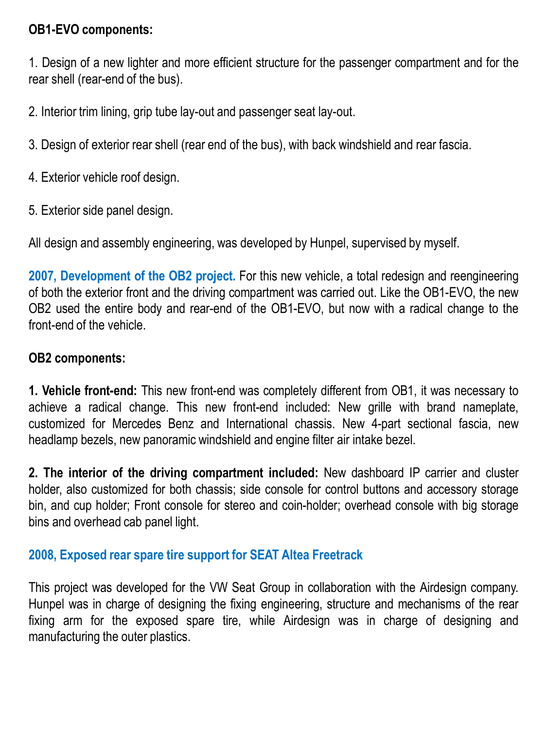**OB1-EVO components:**

1. Design of a new lighter and more efficient structure for the passenger compartment and for the rear shell (rear-end of the bus).

2. Interior trim lining, grip tube lay-out and passenger seat lay-out.

3. Design of exterior rear shell (rear end of the bus), with back windshield and rear fascia.

4. Exterior vehicle roof design.

5. Exterior side panel design.

All design and assembly engineering, was developed by Hunpel, supervised by myself.

**2007, Development of the OB2 project.** For this new vehicle, a total redesign and reengineering of both the exterior front and the driving compartment was carried out. Like the OB1-EVO, the new OB2 used the entire body and rear-end of the OB1-EVO, but now with a radical change to the front-end of the vehicle.

**OB2 components:**

**1. Vehicle front-end:** This new front-end was completely different from OB1, it was necessary to achieve a radical change. This new front-end included: New grille with brand nameplate, customized for Mercedes Benz and International chassis. New 4-part sectional fascia, new headlamp bezels, new panoramic windshield and engine filter air intake bezel.

**2. The interior of the driving compartment included:** New dashboard IP carrier and cluster holder, also customized for both chassis; side console for control buttons and accessory storage bin, and cup holder; Front console for stereo and coin-holder; overhead console with big storage bins and overhead cab panel light.

**2008, Exposed rear spare tire support for SEAT Altea Freetrack**

This project was developed for the VW Seat Group in collaboration with the Airdesign company. Hunpel was in charge of designing the fixing engineering, structure and mechanisms of the rear fixing arm for the exposed spare tire, while Airdesign was in charge of designing and manufacturing the outer plastics.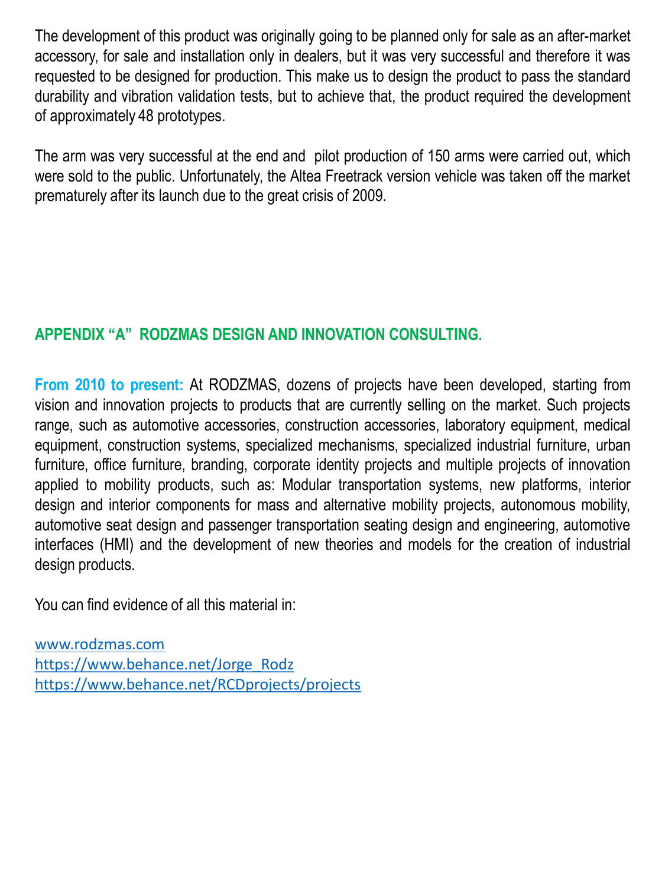The development of this product was originally going to be planned only for sale as an after-market accessory, for sale and installation only in dealers, but it was very successful and therefore it was requested to be designed for production. This make us to design the product to pass the standard durability and vibration validation tests, but to achieve that, the product required the development of approximately 48 prototypes.

The arm was very successful at the end and pilot production of 150 arms were carried out, which were sold to the public. Unfortunately, the Altea Freetrack version vehicle was taken off the market prematurely after its launch due to the great crisis of 2009.

## APPENDIX "A" RODZMAS DESIGN AND INNOVATION CONSULTING.

**From 2010 to present:** At RODZMAS, dozens of projects have been developed, starting from vision and innovation projects to products that are currently selling on the market. Such projects range, such as automotive accessories, construction accessories, laboratory equipment, medical equipment, construction systems, specialized mechanisms, specialized industrial furniture, urban furniture, office furniture, branding, corporate identity projects and multiple projects of innovation applied to mobility products, such as: Modular transportation systems, new platforms, interior design and interior components for mass and alternative mobility projects, autonomous mobility, automotive seat design and passenger transportation seating design and engineering, automotive interfaces (HMI) and the development of new theories and models for the creation of industrial design products.

You can find evidence of all this material in:

www.rodzmas.com
https://www.behance.net/Jorge_Rodz
https://www.behance.net/RCDprojects/projects